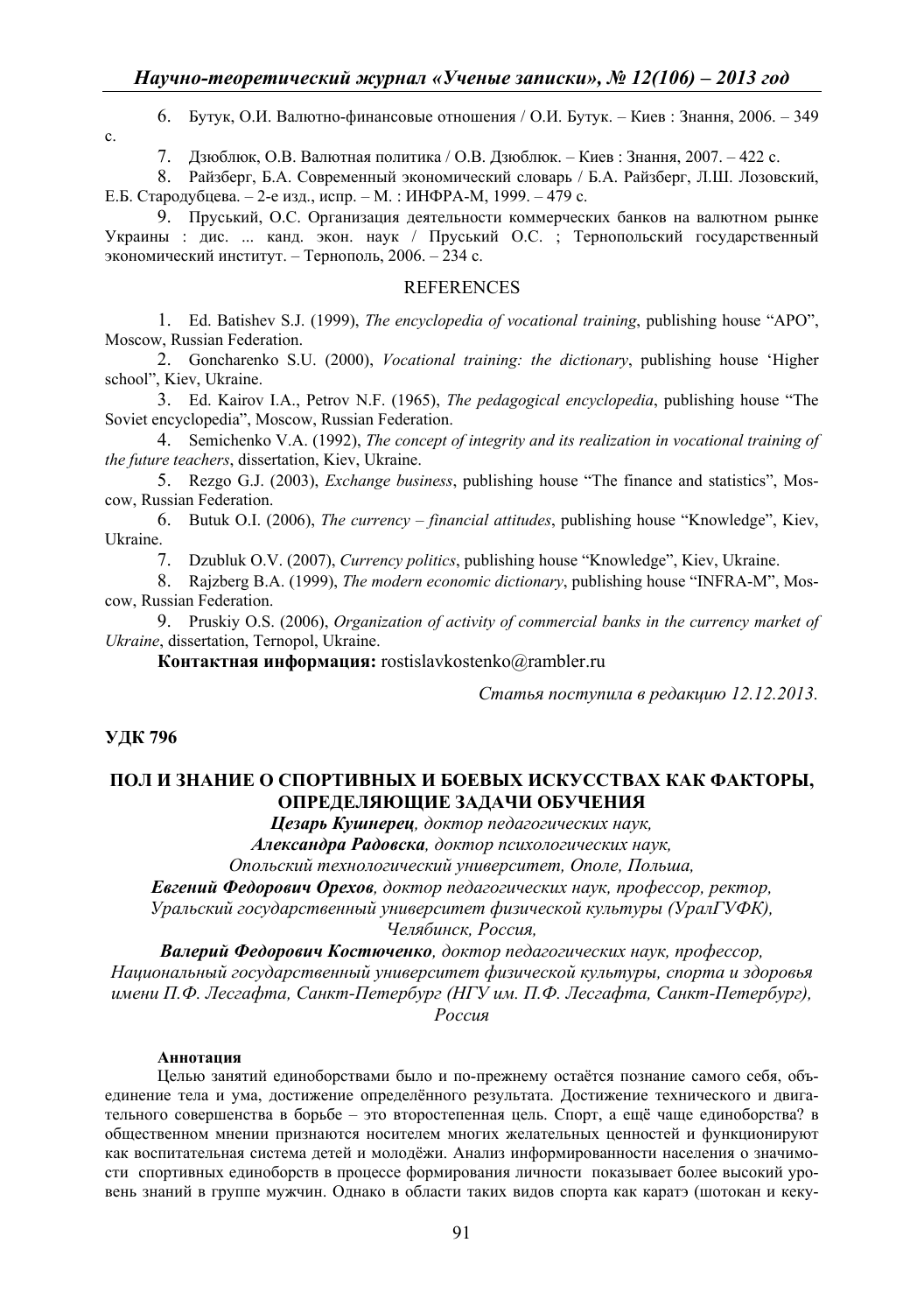6. Бутук, О.И. Валютно-финансовые отношения / О.И. Бутук. – Киев : Знання, 2006. – 349 с.

7. Дзюблюк, О.В. Валютная политика / О.В. Дзюблюк. – Киев : Знання, 2007. – 422 с.

8. Райзберг, Б.А. Современный экономический словарь / Б.А. Райзберг, Л.Ш. Лозовский, Е.Б. Стародубцева. – 2-е изд., испр. – М. : ИНФРА-М, 1999. – 479 с.

9. Пруський, О.С. Организация деятельности коммерческих банков на валютном рынке Украины : дис. ... канд. экон. наук / Пруський О.С. ; Тернопольский государственный экономический институт. – Тернополь, 2006. – 234 с.

## REFERENCES

1. Ed. Batishev S.J. (1999), *The encyclopedia of vocational training*, publishing house "APO", Moscow, Russian Federation.
2. Goncharenko S.U. (2000), *Vocational training: the dictionary*, publishing house 'Higher school", Kiev, Ukraine.
3. Ed. Kairov I.A., Petrov N.F. (1965), *The pedagogical encyclopedia*, publishing house "The Soviet encyclopedia", Moscow, Russian Federation.
4. Semichenko V.A. (1992), *The concept of integrity and its realization in vocational training of the future teachers*, dissertation, Kiev, Ukraine.
5. Rezgo G.J. (2003), *Exchange business*, publishing house "The finance and statistics", Moscow, Russian Federation.
6. Butuk O.I. (2006), *The currency – financial attitudes*, publishing house "Knowledge", Kiev, Ukraine.
7. Dzubluk O.V. (2007), *Currency politics*, publishing house "Knowledge", Kiev, Ukraine.
8. Rajzberg B.A. (1999), *The modern economic dictionary*, publishing house "INFRA-M", Moscow, Russian Federation.
9. Pruskiy O.S. (2006), *Organization of activity of commercial banks in the currency market of Ukraine*, dissertation, Ternopol, Ukraine.

**Контактная информация:** rostislavkostenko@rambler.ru

*Статья поступила в редакцию 12.12.2013.*

**УДК 796**

# ПОЛ И ЗНАНИЕ О СПОРТИВНЫХ И БОЕВЫХ ИСКУССТВАХ КАК ФАКТОРЫ, ОПРЕДЕЛЯЮЩИЕ ЗАДАЧИ ОБУЧЕНИЯ

***Цезарь Кушнерец****, доктор педагогических наук,*
***Александра Радовска****, доктор психологических наук,*
*Опольский технологический университет, Ополе, Польша,*
***Евгений Федорович Орехов****, доктор педагогических наук, профессор, ректор,*
*Уральский государственный университет физической культуры (УралГУФК), Челябинск, Россия,*
***Валерий Федорович Костюченко****, доктор педагогических наук, профессор,*
*Национальный государственный университет физической культуры, спорта и здоровья имени П.Ф. Лесгафта, Санкт-Петербург (НГУ им. П.Ф. Лесгафта, Санкт-Петербург), Россия*

**Аннотация**

Целью занятий единоборствами было и по-прежнему остаётся познание самого себя, объединение тела и ума, достижение определённого результата. Достижение технического и двигательного совершенства в борьбе – это второстепенная цель. Спорт, а ещё чаще единоборства? в общественном мнении признаются носителем многих желательных ценностей и функционируют как воспитательная система детей и молодёжи. Анализ информированности населения о значимости спортивных единоборств в процессе формирования личности показывает более высокий уровень знаний в группе мужчин. Однако в области таких видов спорта как каратэ (шотокан и кеку-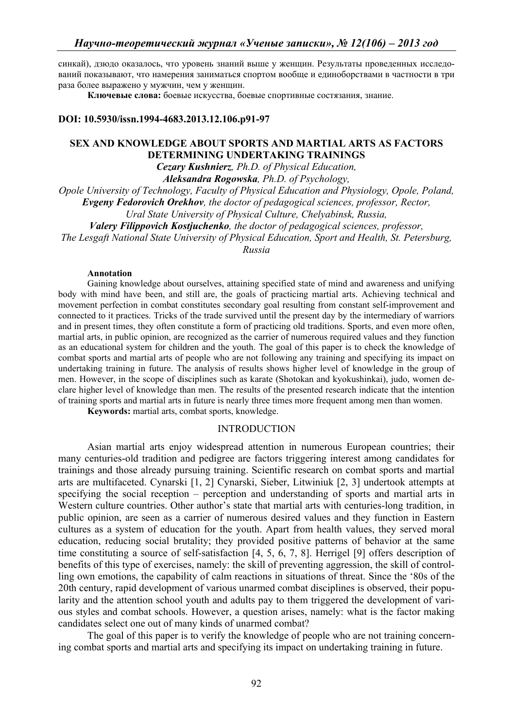синкай), дзюдо оказалось, что уровень знаний выше у женщин. Результаты проведенных исследований показывают, что намерения заниматься спортом вообще и единоборствами в частности в три раза более выражено у мужчин, чем у женщин.

**Ключевые слова:** боевые искусства, боевые спортивные состязания, знание.

**DOI: 10.5930/issn.1994-4683.2013.12.106.p91-97**

## SEX AND KNOWLEDGE ABOUT SPORTS AND MARTIAL ARTS AS FACTORS DETERMINING UNDERTAKING TRAININGS

***Cezary Kushnierz****, Ph.D. of Physical Education,*
***Aleksandra Rogowska****, Ph.D. of Psychology,*
*Opole University of Technology, Faculty of Physical Education and Physiology, Opole, Poland,*
***Evgeny Fedorovich Orekhov****, the doctor of pedagogical sciences, professor, Rector,*
*Ural State University of Physical Culture, Chelyabinsk, Russia,*
***Valery Filippovich Kostjuchenko****, the doctor of pedagogical sciences, professor,*
*The Lesgaft National State University of Physical Education, Sport and Health, St. Petersburg, Russia*

**Annotation**

Gaining knowledge about ourselves, attaining specified state of mind and awareness and unifying body with mind have been, and still are, the goals of practicing martial arts. Achieving technical and movement perfection in combat constitutes secondary goal resulting from constant self-improvement and connected to it practices. Tricks of the trade survived until the present day by the intermediary of warriors and in present times, they often constitute a form of practicing old traditions. Sports, and even more often, martial arts, in public opinion, are recognized as the carrier of numerous required values and they function as an educational system for children and the youth. The goal of this paper is to check the knowledge of combat sports and martial arts of people who are not following any training and specifying its impact on undertaking training in future. The analysis of results shows higher level of knowledge in the group of men. However, in the scope of disciplines such as karate (Shotokan and kyokushinkai), judo, women declare higher level of knowledge than men. The results of the presented research indicate that the intention of training sports and martial arts in future is nearly three times more frequent among men than women.

**Keywords:** martial arts, combat sports, knowledge.

## INTRODUCTION

Asian martial arts enjoy widespread attention in numerous European countries; their many centuries-old tradition and pedigree are factors triggering interest among candidates for trainings and those already pursuing training. Scientific research on combat sports and martial arts are multifaceted. Cynarski [1, 2] Cynarski, Sieber, Litwiniuk [2, 3] undertook attempts at specifying the social reception – perception and understanding of sports and martial arts in Western culture countries. Other author's state that martial arts with centuries-long tradition, in public opinion, are seen as a carrier of numerous desired values and they function in Eastern cultures as a system of education for the youth. Apart from health values, they served moral education, reducing social brutality; they provided positive patterns of behavior at the same time constituting a source of self-satisfaction [4, 5, 6, 7, 8]. Herrigel [9] offers description of benefits of this type of exercises, namely: the skill of preventing aggression, the skill of controlling own emotions, the capability of calm reactions in situations of threat. Since the '80s of the 20th century, rapid development of various unarmed combat disciplines is observed, their popularity and the attention school youth and adults pay to them triggered the development of various styles and combat schools. However, a question arises, namely: what is the factor making candidates select one out of many kinds of unarmed combat?

The goal of this paper is to verify the knowledge of people who are not training concerning combat sports and martial arts and specifying its impact on undertaking training in future.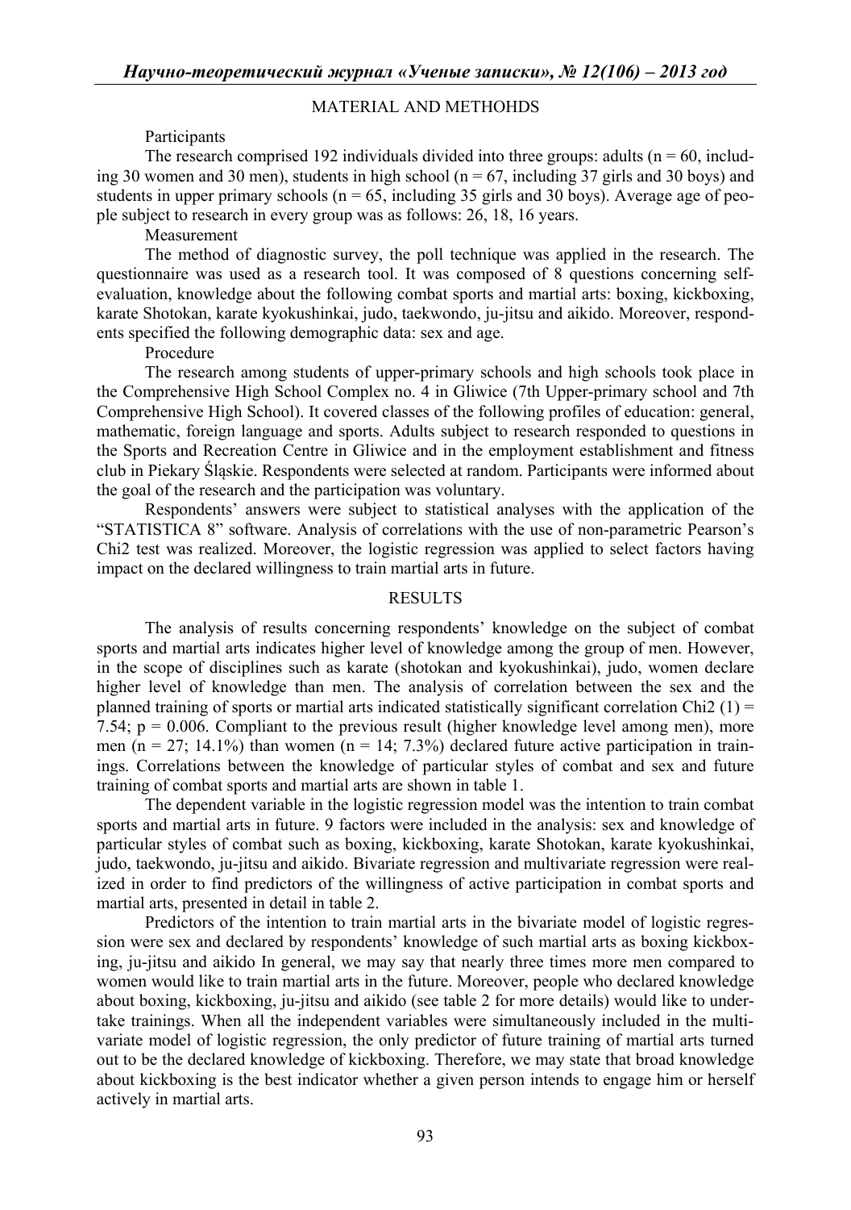## MATERIAL AND METHOHDS

Participants

The research comprised 192 individuals divided into three groups: adults (n = 60, including 30 women and 30 men), students in high school (n = 67, including 37 girls and 30 boys) and students in upper primary schools (n = 65, including 35 girls and 30 boys). Average age of people subject to research in every group was as follows: 26, 18, 16 years.

Measurement

The method of diagnostic survey, the poll technique was applied in the research. The questionnaire was used as a research tool. It was composed of 8 questions concerning self-evaluation, knowledge about the following combat sports and martial arts: boxing, kickboxing, karate Shotokan, karate kyokushinkai, judo, taekwondo, ju-jitsu and aikido. Moreover, respondents specified the following demographic data: sex and age.

Procedure

The research among students of upper-primary schools and high schools took place in the Comprehensive High School Complex no. 4 in Gliwice (7th Upper-primary school and 7th Comprehensive High School). It covered classes of the following profiles of education: general, mathematic, foreign language and sports. Adults subject to research responded to questions in the Sports and Recreation Centre in Gliwice and in the employment establishment and fitness club in Piekary Śląskie. Respondents were selected at random. Participants were informed about the goal of the research and the participation was voluntary.

Respondents' answers were subject to statistical analyses with the application of the "STATISTICA 8" software. Analysis of correlations with the use of non-parametric Pearson's Chi2 test was realized. Moreover, the logistic regression was applied to select factors having impact on the declared willingness to train martial arts in future.

## RESULTS

The analysis of results concerning respondents' knowledge on the subject of combat sports and martial arts indicates higher level of knowledge among the group of men. However, in the scope of disciplines such as karate (shotokan and kyokushinkai), judo, women declare higher level of knowledge than men. The analysis of correlation between the sex and the planned training of sports or martial arts indicated statistically significant correlation Chi2 (1) = 7.54; $p = 0.006$. Compliant to the previous result (higher knowledge level among men), more men (n = 27; 14.1%) than women (n = 14; 7.3%) declared future active participation in trainings. Correlations between the knowledge of particular styles of combat and sex and future training of combat sports and martial arts are shown in table 1.

The dependent variable in the logistic regression model was the intention to train combat sports and martial arts in future. 9 factors were included in the analysis: sex and knowledge of particular styles of combat such as boxing, kickboxing, karate Shotokan, karate kyokushinkai, judo, taekwondo, ju-jitsu and aikido. Bivariate regression and multivariate regression were realized in order to find predictors of the willingness of active participation in combat sports and martial arts, presented in detail in table 2.

Predictors of the intention to train martial arts in the bivariate model of logistic regression were sex and declared by respondents' knowledge of such martial arts as boxing kickboxing, ju-jitsu and aikido In general, we may say that nearly three times more men compared to women would like to train martial arts in the future. Moreover, people who declared knowledge about boxing, kickboxing, ju-jitsu and aikido (see table 2 for more details) would like to undertake trainings. When all the independent variables were simultaneously included in the multivariate model of logistic regression, the only predictor of future training of martial arts turned out to be the declared knowledge of kickboxing. Therefore, we may state that broad knowledge about kickboxing is the best indicator whether a given person intends to engage him or herself actively in martial arts.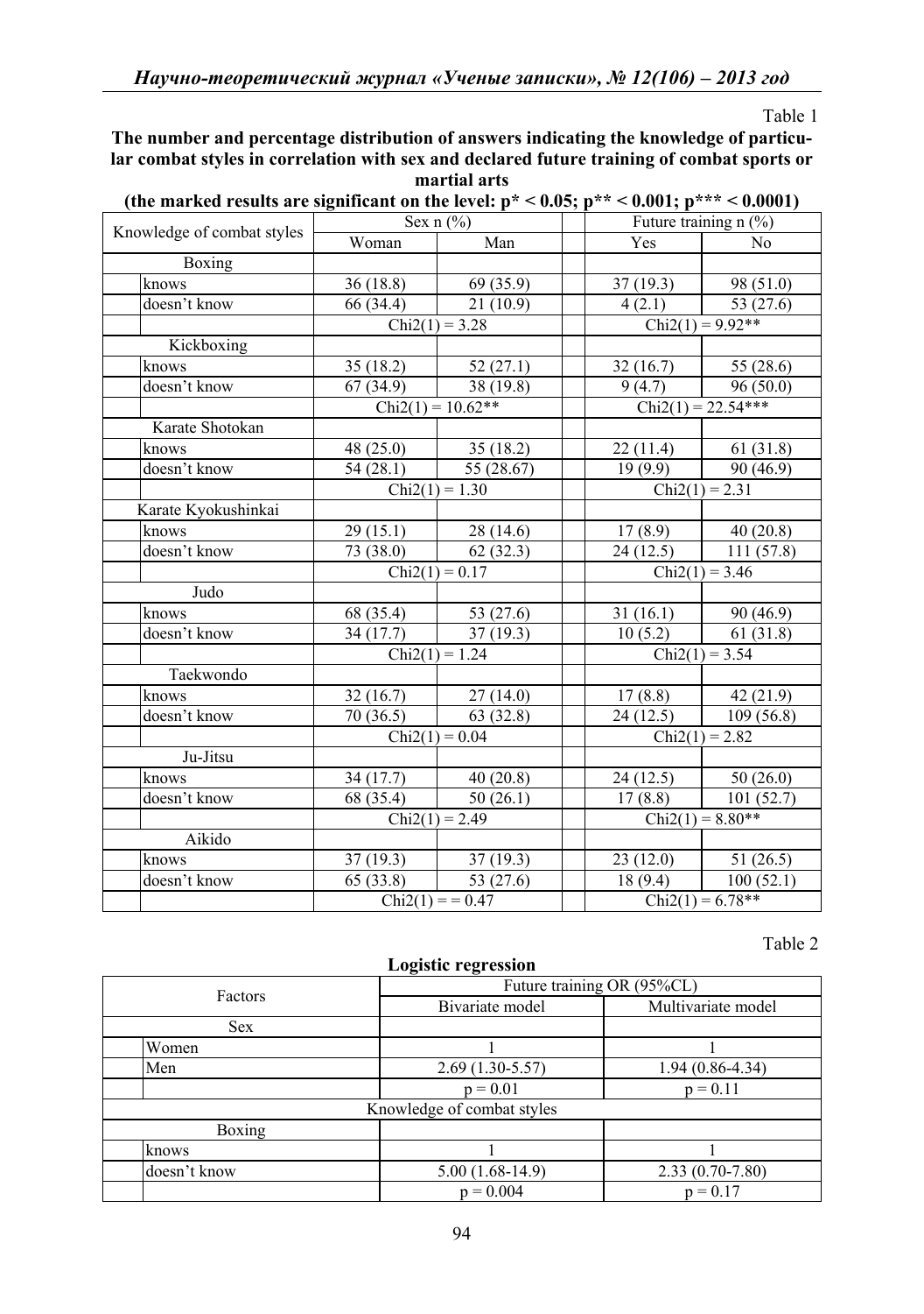Table 1

**The number and percentage distribution of answers indicating the knowledge of particular combat styles in correlation with sex and declared future training of combat sports or martial arts**

**(the marked results are significant on the level: p* < 0.05; p** < 0.001; p*** < 0.0001)**

| Knowledge of combat styles | | Sex n (%) | | | Future training n (%) | |
|---|---|---|---|---|---|---|
| | | Woman | Man | | Yes | No |
| Boxing | | | | | | |
| | knows | 36 (18.8) | 69 (35.9) | | 37 (19.3) | 98 (51.0) |
| | doesn't know | 66 (34.4) | 21 (10.9) | | 4 (2.1) | 53 (27.6) |
| | | Chi2(1) = 3.28 | | | Chi2(1) = 9.92** | |
| Kickboxing | | | | | | |
| | knows | 35 (18.2) | 52 (27.1) | | 32 (16.7) | 55 (28.6) |
| | doesn't know | 67 (34.9) | 38 (19.8) | | 9 (4.7) | 96 (50.0) |
| | | Chi2(1) = 10.62** | | | Chi2(1) = 22.54*** | |
| Karate Shotokan | | | | | | |
| | knows | 48 (25.0) | 35 (18.2) | | 22 (11.4) | 61 (31.8) |
| | doesn't know | 54 (28.1) | 55 (28.67) | | 19 (9.9) | 90 (46.9) |
| | | Chi2(1) = 1.30 | | | Chi2(1) = 2.31 | |
| Karate Kyokushinkai | | | | | | |
| | knows | 29 (15.1) | 28 (14.6) | | 17 (8.9) | 40 (20.8) |
| | doesn't know | 73 (38.0) | 62 (32.3) | | 24 (12.5) | 111 (57.8) |
| | | Chi2(1) = 0.17 | | | Chi2(1) = 3.46 | |
| Judo | | | | | | |
| | knows | 68 (35.4) | 53 (27.6) | | 31 (16.1) | 90 (46.9) |
| | doesn't know | 34 (17.7) | 37 (19.3) | | 10 (5.2) | 61 (31.8) |
| | | Chi2(1) = 1.24 | | | Chi2(1) = 3.54 | |
| Taekwondo | | | | | | |
| | knows | 32 (16.7) | 27 (14.0) | | 17 (8.8) | 42 (21.9) |
| | doesn't know | 70 (36.5) | 63 (32.8) | | 24 (12.5) | 109 (56.8) |
| | | Chi2(1) = 0.04 | | | Chi2(1) = 2.82 | |
| Ju-Jitsu | | | | | | |
| | knows | 34 (17.7) | 40 (20.8) | | 24 (12.5) | 50 (26.0) |
| | doesn't know | 68 (35.4) | 50 (26.1) | | 17 (8.8) | 101 (52.7) |
| | | Chi2(1) = 2.49 | | | Chi2(1) = 8.80** | |
| Aikido | | | | | | |
| | knows | 37 (19.3) | 37 (19.3) | | 23 (12.0) | 51 (26.5) |
| | doesn't know | 65 (33.8) | 53 (27.6) | | 18 (9.4) | 100 (52.1) |
| | | Chi2(1) = = 0.47 | | | Chi2(1) = 6.78** | |

Table 2

**Logistic regression**

| Factors | | Future training OR (95%CL) | |
|---|---|---|---|
| | | Bivariate model | Multivariate model |
| Sex | | | |
| | Women | 1 | 1 |
| | Men | 2.69 (1.30-5.57) | 1.94 (0.86-4.34) |
| | | p = 0.01 | p = 0.11 |
| Knowledge of combat styles | | | |
| Boxing | | | |
| | knows | 1 | 1 |
| | doesn't know | 5.00 (1.68-14.9) | 2.33 (0.70-7.80) |
| | | p = 0.004 | p = 0.17 |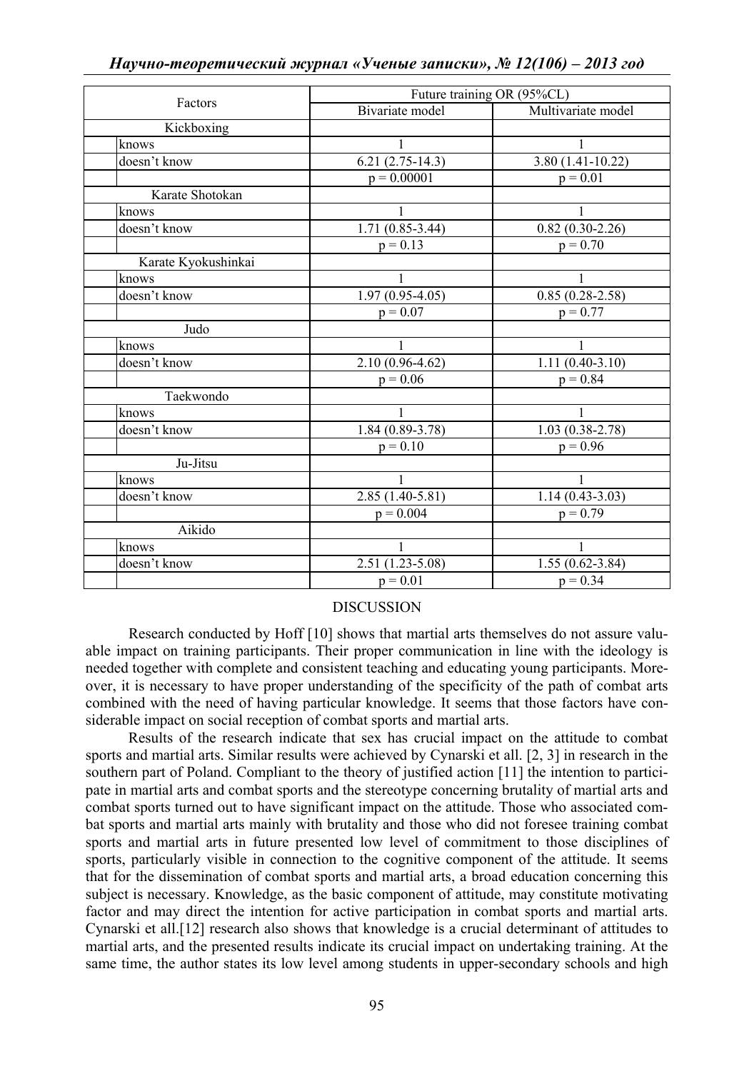| Factors | | Future training OR (95%CL) | |
|---|---|---|---|
| | | Bivariate model | Multivariate model |
| Kickboxing | | | |
| | knows | 1 | 1 |
| | doesn't know | 6.21 (2.75-14.3) | 3.80 (1.41-10.22) |
| | | p = 0.00001 | p = 0.01 |
| Karate Shotokan | | | |
| | knows | 1 | 1 |
| | doesn't know | 1.71 (0.85-3.44) | 0.82 (0.30-2.26) |
| | | p = 0.13 | p = 0.70 |
| Karate Kyokushinkai | | | |
| | knows | 1 | 1 |
| | doesn't know | 1.97 (0.95-4.05) | 0.85 (0.28-2.58) |
| | | p = 0.07 | p = 0.77 |
| Judo | | | |
| | knows | 1 | 1 |
| | doesn't know | 2.10 (0.96-4.62) | 1.11 (0.40-3.10) |
| | | p = 0.06 | p = 0.84 |
| Taekwondo | | | |
| | knows | 1 | 1 |
| | doesn't know | 1.84 (0.89-3.78) | 1.03 (0.38-2.78) |
| | | p = 0.10 | p = 0.96 |
| Ju-Jitsu | | | |
| | knows | 1 | 1 |
| | doesn't know | 2.85 (1.40-5.81) | 1.14 (0.43-3.03) |
| | | p = 0.004 | p = 0.79 |
| Aikido | | | |
| | knows | 1 | 1 |
| | doesn't know | 2.51 (1.23-5.08) | 1.55 (0.62-3.84) |
| | | p = 0.01 | p = 0.34 |

## DISCUSSION

Research conducted by Hoff [10] shows that martial arts themselves do not assure valuable impact on training participants. Their proper communication in line with the ideology is needed together with complete and consistent teaching and educating young participants. Moreover, it is necessary to have proper understanding of the specificity of the path of combat arts combined with the need of having particular knowledge. It seems that those factors have considerable impact on social reception of combat sports and martial arts.

Results of the research indicate that sex has crucial impact on the attitude to combat sports and martial arts. Similar results were achieved by Cynarski et all. [2, 3] in research in the southern part of Poland. Compliant to the theory of justified action [11] the intention to participate in martial arts and combat sports and the stereotype concerning brutality of martial arts and combat sports turned out to have significant impact on the attitude. Those who associated combat sports and martial arts mainly with brutality and those who did not foresee training combat sports and martial arts in future presented low level of commitment to those disciplines of sports, particularly visible in connection to the cognitive component of the attitude. It seems that for the dissemination of combat sports and martial arts, a broad education concerning this subject is necessary. Knowledge, as the basic component of attitude, may constitute motivating factor and may direct the intention for active participation in combat sports and martial arts. Cynarski et all.[12] research also shows that knowledge is a crucial determinant of attitudes to martial arts, and the presented results indicate its crucial impact on undertaking training. At the same time, the author states its low level among students in upper-secondary schools and high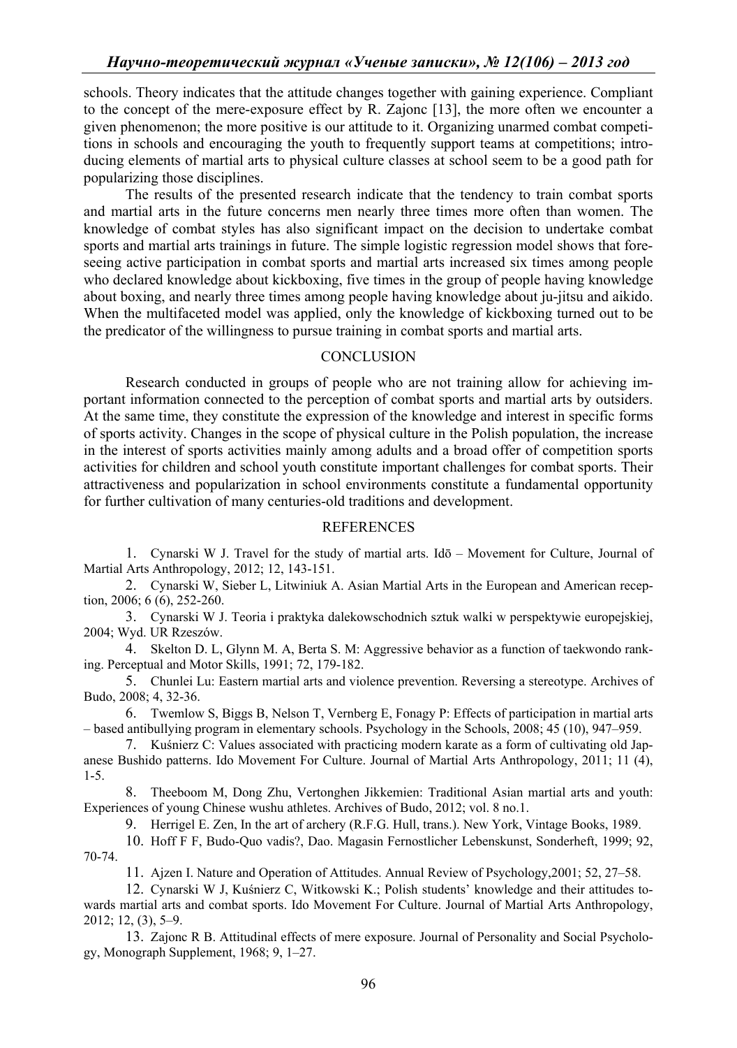schools. Theory indicates that the attitude changes together with gaining experience. Compliant to the concept of the mere-exposure effect by R. Zajonc [13], the more often we encounter a given phenomenon; the more positive is our attitude to it. Organizing unarmed combat competitions in schools and encouraging the youth to frequently support teams at competitions; introducing elements of martial arts to physical culture classes at school seem to be a good path for popularizing those disciplines.

The results of the presented research indicate that the tendency to train combat sports and martial arts in the future concerns men nearly three times more often than women. The knowledge of combat styles has also significant impact on the decision to undertake combat sports and martial arts trainings in future. The simple logistic regression model shows that foreseeing active participation in combat sports and martial arts increased six times among people who declared knowledge about kickboxing, five times in the group of people having knowledge about boxing, and nearly three times among people having knowledge about ju-jitsu and aikido. When the multifaceted model was applied, only the knowledge of kickboxing turned out to be the predicator of the willingness to pursue training in combat sports and martial arts.

## CONCLUSION

Research conducted in groups of people who are not training allow for achieving important information connected to the perception of combat sports and martial arts by outsiders. At the same time, they constitute the expression of the knowledge and interest in specific forms of sports activity. Changes in the scope of physical culture in the Polish population, the increase in the interest of sports activities mainly among adults and a broad offer of competition sports activities for children and school youth constitute important challenges for combat sports. Their attractiveness and popularization in school environments constitute a fundamental opportunity for further cultivation of many centuries-old traditions and development.

## REFERENCES

1. Cynarski W J. Travel for the study of martial arts. Idō – Movement for Culture, Journal of Martial Arts Anthropology, 2012; 12, 143-151.
2. Cynarski W, Sieber L, Litwiniuk A. Asian Martial Arts in the European and American reception, 2006; 6 (6), 252-260.
3. Cynarski W J. Teoria i praktyka dalekowschodnich sztuk walki w perspektywie europejskiej, 2004; Wyd. UR Rzeszów.
4. Skelton D. L, Glynn M. A, Berta S. M: Aggressive behavior as a function of taekwondo ranking. Perceptual and Motor Skills, 1991; 72, 179-182.
5. Chunlei Lu: Eastern martial arts and violence prevention. Reversing a stereotype. Archives of Budo, 2008; 4, 32-36.
6. Twemlow S, Biggs B, Nelson T, Vernberg E, Fonagy P: Effects of participation in martial arts – based antibullying program in elementary schools. Psychology in the Schools, 2008; 45 (10), 947–959.
7. Kuśnierz C: Values associated with practicing modern karate as a form of cultivating old Japanese Bushido patterns. Ido Movement For Culture. Journal of Martial Arts Anthropology, 2011; 11 (4), 1-5.
8. Theeboom M, Dong Zhu, Vertonghen Jikkemien: Traditional Asian martial arts and youth: Experiences of young Chinese wushu athletes. Archives of Budo, 2012; vol. 8 no.1.
9. Herrigel E. Zen, In the art of archery (R.F.G. Hull, trans.). New York, Vintage Books, 1989.
10. Hoff F F, Budo-Quo vadis?, Dao. Magasin Fernostlicher Lebenskunst, Sonderheft, 1999; 92, 70-74.
11. Ajzen I. Nature and Operation of Attitudes. Annual Review of Psychology,2001; 52, 27–58.
12. Cynarski W J, Kuśnierz C, Witkowski K.; Polish students' knowledge and their attitudes towards martial arts and combat sports. Ido Movement For Culture. Journal of Martial Arts Anthropology, 2012; 12, (3), 5–9.
13. Zajonc R B. Attitudinal effects of mere exposure. Journal of Personality and Social Psychology, Monograph Supplement, 1968; 9, 1–27.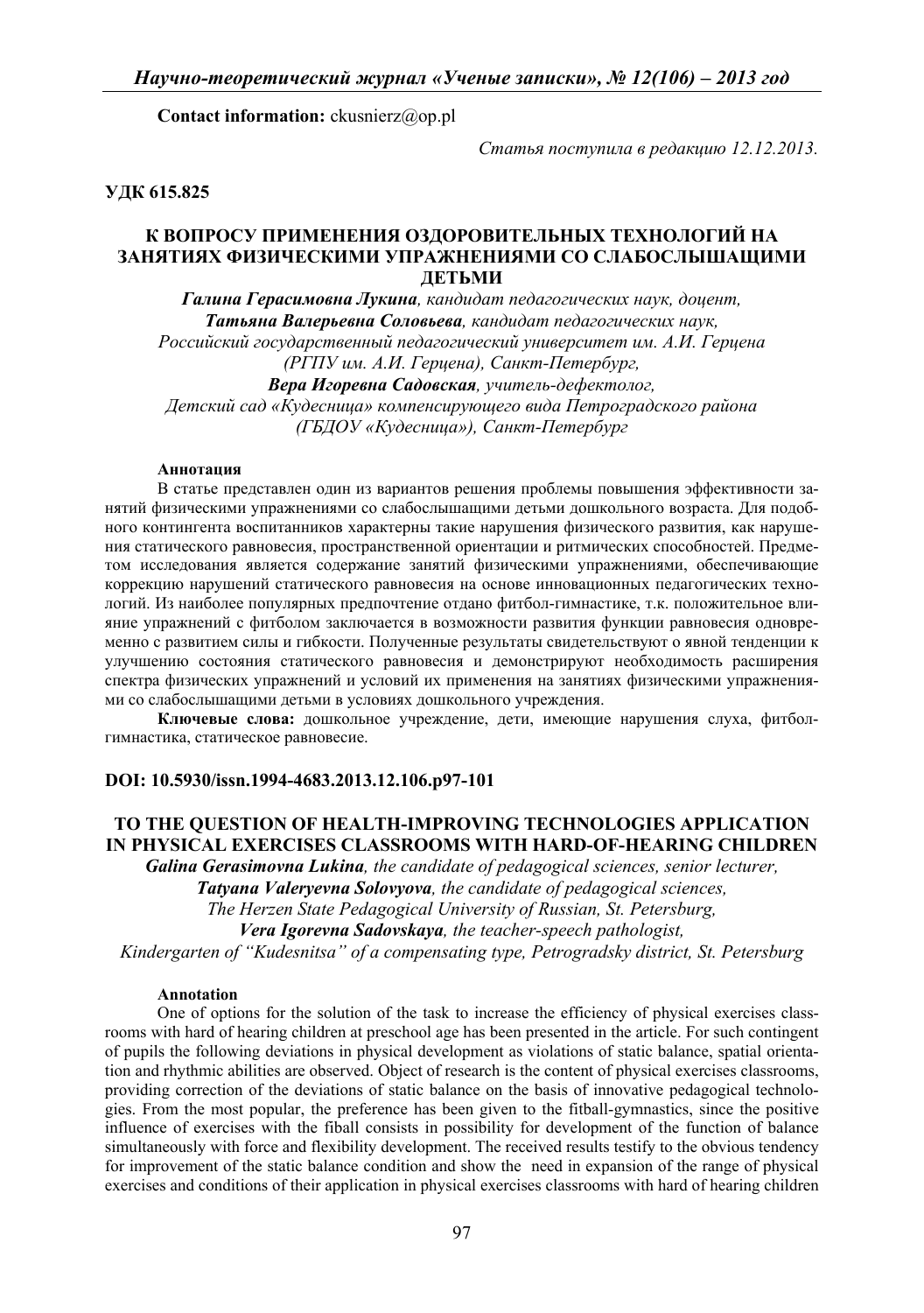**Contact information:** ckusnierz@op.pl

*Статья поступила в редакцию 12.12.2013.*

**УДК 615.825**

## К ВОПРОСУ ПРИМЕНЕНИЯ ОЗДОРОВИТЕЛЬНЫХ ТЕХНОЛОГИЙ НА ЗАНЯТИЯХ ФИЗИЧЕСКИМИ УПРАЖНЕНИЯМИ СО СЛАБОСЛЫШАЩИМИ ДЕТЬМИ

***Галина Герасимовна Лукина****, кандидат педагогических наук, доцент,*
***Татьяна Валерьевна Соловьева****, кандидат педагогических наук,*
*Российский государственный педагогический университет им. А.И. Герцена (РГПУ им. А.И. Герцена), Санкт-Петербург,*
***Вера Игоревна Садовская****, учитель-дефектолог,*
*Детский сад «Кудесница» компенсирующего вида Петроградского района (ГБДОУ «Кудесница»), Санкт-Петербург*

**Аннотация**

В статье представлен один из вариантов решения проблемы повышения эффективности занятий физическими упражнениями со слабослышащими детьми дошкольного возраста. Для подобного контингента воспитанников характерны такие нарушения физического развития, как нарушения статического равновесия, пространственной ориентации и ритмических способностей. Предметом исследования является содержание занятий физическими упражнениями, обеспечивающие коррекцию нарушений статического равновесия на основе инновационных педагогических технологий. Из наиболее популярных предпочтение отдано фитбол-гимнастике, т.к. положительное влияние упражнений с фитболом заключается в возможности развития функции равновесия одновременно с развитием силы и гибкости. Полученные результаты свидетельствуют о явной тенденции к улучшению состояния статического равновесия и демонстрируют необходимость расширения спектра физических упражнений и условий их применения на занятиях физическими упражнениями со слабослышащими детьми в условиях дошкольного учреждения.

**Ключевые слова:** дошкольное учреждение, дети, имеющие нарушения слуха, фитбол-гимнастика, статическое равновесие.

**DOI: 10.5930/issn.1994-4683.2013.12.106.p97-101**

## TO THE QUESTION OF HEALTH-IMPROVING TECHNOLOGIES APPLICATION IN PHYSICAL EXERCISES CLASSROOMS WITH HARD-OF-HEARING CHILDREN

***Galina Gerasimovna Lukina****, the candidate of pedagogical sciences, senior lecturer,*
***Tatyana Valeryevna Solovyova****, the candidate of pedagogical sciences,*
*The Herzen State Pedagogical University of Russian, St. Petersburg,*
***Vera Igorevna Sadovskaya****, the teacher-speech pathologist,*
*Kindergarten of "Kudesnitsa" of a compensating type, Petrogradsky district, St. Petersburg*

**Annotation**

One of options for the solution of the task to increase the efficiency of physical exercises classrooms with hard of hearing children at preschool age has been presented in the article. For such contingent of pupils the following deviations in physical development as violations of static balance, spatial orientation and rhythmic abilities are observed. Object of research is the content of physical exercises classrooms, providing correction of the deviations of static balance on the basis of innovative pedagogical technologies. From the most popular, the preference has been given to the fitball-gymnastics, since the positive influence of exercises with the fiball consists in possibility for development of the function of balance simultaneously with force and flexibility development. The received results testify to the obvious tendency for improvement of the static balance condition and show the need in expansion of the range of physical exercises and conditions of their application in physical exercises classrooms with hard of hearing children